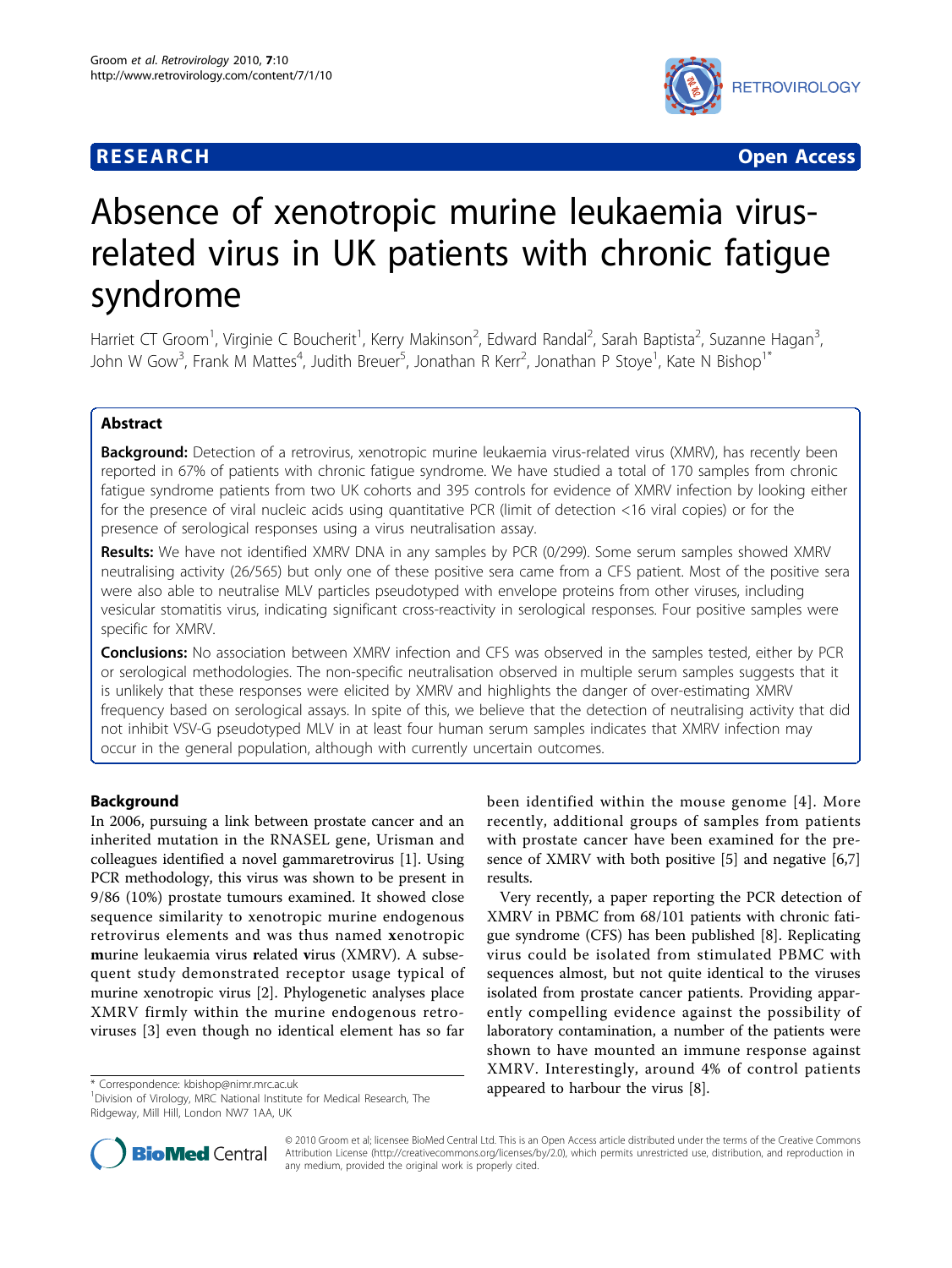**RESEARCH** **Open Access**

# Absence of xenotropic murine leukaemia virus-related virus in UK patients with chronic fatigue syndrome

Harriet CT Groom[1], Virginie C Boucherit[1], Kerry Makinson[2], Edward Randal[2], Sarah Baptista[2], Suzanne Hagan[3], John W Gow[3], Frank M Mattes[4], Judith Breuer[5], Jonathan R Kerr[2], Jonathan P Stoye[1], Kate N Bishop[1*]

## Abstract

**Background:** Detection of a retrovirus, xenotropic murine leukaemia virus-related virus (XMRV), has recently been reported in 67% of patients with chronic fatigue syndrome. We have studied a total of 170 samples from chronic fatigue syndrome patients from two UK cohorts and 395 controls for evidence of XMRV infection by looking either for the presence of viral nucleic acids using quantitative PCR (limit of detection <16 viral copies) or for the presence of serological responses using a virus neutralisation assay.

**Results:** We have not identified XMRV DNA in any samples by PCR (0/299). Some serum samples showed XMRV neutralising activity (26/565) but only one of these positive sera came from a CFS patient. Most of the positive sera were also able to neutralise MLV particles pseudotyped with envelope proteins from other viruses, including vesicular stomatitis virus, indicating significant cross-reactivity in serological responses. Four positive samples were specific for XMRV.

**Conclusions:** No association between XMRV infection and CFS was observed in the samples tested, either by PCR or serological methodologies. The non-specific neutralisation observed in multiple serum samples suggests that it is unlikely that these responses were elicited by XMRV and highlights the danger of over-estimating XMRV frequency based on serological assays. In spite of this, we believe that the detection of neutralising activity that did not inhibit VSV-G pseudotyped MLV in at least four human serum samples indicates that XMRV infection may occur in the general population, although with currently uncertain outcomes.

## Background

In 2006, pursuing a link between prostate cancer and an inherited mutation in the RNASEL gene, Urisman and colleagues identified a novel gammaretrovirus [1]. Using PCR methodology, this virus was shown to be present in 9/86 (10%) prostate tumours examined. It showed close sequence similarity to xenotropic murine endogenous retrovirus elements and was thus named **x**enotropic **m**urine leukaemia virus **r**elated **v**irus (XMRV). A subsequent study demonstrated receptor usage typical of murine xenotropic virus [2]. Phylogenetic analyses place XMRV firmly within the murine endogenous retroviruses [3] even though no identical element has so far been identified within the mouse genome [4]. More recently, additional groups of samples from patients with prostate cancer have been examined for the presence of XMRV with both positive [5] and negative [6,7] results.

Very recently, a paper reporting the PCR detection of XMRV in PBMC from 68/101 patients with chronic fatigue syndrome (CFS) has been published [8]. Replicating virus could be isolated from stimulated PBMC with sequences almost, but not quite identical to the viruses isolated from prostate cancer patients. Providing apparently compelling evidence against the possibility of laboratory contamination, a number of the patients were shown to have mounted an immune response against XMRV. Interestingly, around 4% of control patients appeared to harbour the virus [8].

\* Correspondence: kbishop@nimr.mrc.ac.uk
[1]Division of Virology, MRC National Institute for Medical Research, The Ridgeway, Mill Hill, London NW7 1AA, UK

© 2010 Groom et al; licensee BioMed Central Ltd. This is an Open Access article distributed under the terms of the Creative Commons Attribution License (http://creativecommons.org/licenses/by/2.0), which permits unrestricted use, distribution, and reproduction in any medium, provided the original work is properly cited.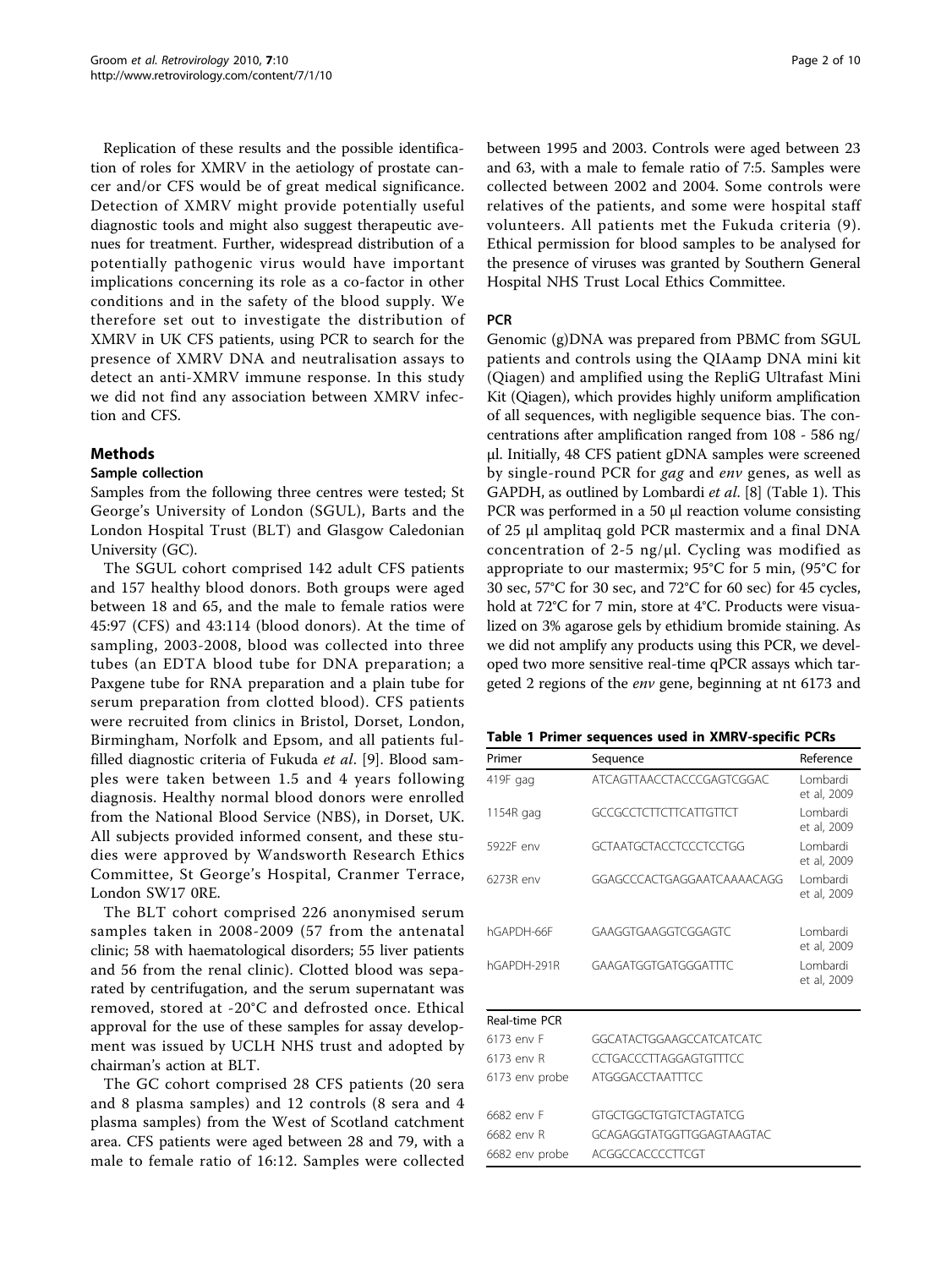Replication of these results and the possible identification of roles for XMRV in the aetiology of prostate cancer and/or CFS would be of great medical significance. Detection of XMRV might provide potentially useful diagnostic tools and might also suggest therapeutic avenues for treatment. Further, widespread distribution of a potentially pathogenic virus would have important implications concerning its role as a co-factor in other conditions and in the safety of the blood supply. We therefore set out to investigate the distribution of XMRV in UK CFS patients, using PCR to search for the presence of XMRV DNA and neutralisation assays to detect an anti-XMRV immune response. In this study we did not find any association between XMRV infection and CFS.

## Methods

### Sample collection

Samples from the following three centres were tested; St George's University of London (SGUL), Barts and the London Hospital Trust (BLT) and Glasgow Caledonian University (GC).

The SGUL cohort comprised 142 adult CFS patients and 157 healthy blood donors. Both groups were aged between 18 and 65, and the male to female ratios were 45:97 (CFS) and 43:114 (blood donors). At the time of sampling, 2003-2008, blood was collected into three tubes (an EDTA blood tube for DNA preparation; a Paxgene tube for RNA preparation and a plain tube for serum preparation from clotted blood). CFS patients were recruited from clinics in Bristol, Dorset, London, Birmingham, Norfolk and Epsom, and all patients fulfilled diagnostic criteria of Fukuda *et al*. [9]. Blood samples were taken between 1.5 and 4 years following diagnosis. Healthy normal blood donors were enrolled from the National Blood Service (NBS), in Dorset, UK. All subjects provided informed consent, and these studies were approved by Wandsworth Research Ethics Committee, St George's Hospital, Cranmer Terrace, London SW17 0RE.

The BLT cohort comprised 226 anonymised serum samples taken in 2008-2009 (57 from the antenatal clinic; 58 with haematological disorders; 55 liver patients and 56 from the renal clinic). Clotted blood was separated by centrifugation, and the serum supernatant was removed, stored at -20°C and defrosted once. Ethical approval for the use of these samples for assay development was issued by UCLH NHS trust and adopted by chairman's action at BLT.

The GC cohort comprised 28 CFS patients (20 sera and 8 plasma samples) and 12 controls (8 sera and 4 plasma samples) from the West of Scotland catchment area. CFS patients were aged between 28 and 79, with a male to female ratio of 16:12. Samples were collected between 1995 and 2003. Controls were aged between 23 and 63, with a male to female ratio of 7:5. Samples were collected between 2002 and 2004. Some controls were relatives of the patients, and some were hospital staff volunteers. All patients met the Fukuda criteria (9). Ethical permission for blood samples to be analysed for the presence of viruses was granted by Southern General Hospital NHS Trust Local Ethics Committee.

### PCR

Genomic (g)DNA was prepared from PBMC from SGUL patients and controls using the QIAamp DNA mini kit (Qiagen) and amplified using the RepliG Ultrafast Mini Kit (Qiagen), which provides highly uniform amplification of all sequences, with negligible sequence bias. The concentrations after amplification ranged from 108 - 586 ng/μl. Initially, 48 CFS patient gDNA samples were screened by single-round PCR for *gag* and *env* genes, as well as GAPDH, as outlined by Lombardi *et al*. [8] (Table 1). This PCR was performed in a 50 μl reaction volume consisting of 25 μl amplitaq gold PCR mastermix and a final DNA concentration of 2-5 ng/μl. Cycling was modified as appropriate to our mastermix; 95°C for 5 min, (95°C for 30 sec, 57°C for 30 sec, and 72°C for 60 sec) for 45 cycles, hold at 72°C for 7 min, store at 4°C. Products were visualized on 3% agarose gels by ethidium bromide staining. As we did not amplify any products using this PCR, we developed two more sensitive real-time qPCR assays which targeted 2 regions of the *env* gene, beginning at nt 6173 and

**Table 1 Primer sequences used in XMRV-specific PCRs**

| Primer | Sequence | Reference |
|---|---|---|
| 419F gag | ATCAGTTAACCTACCCGAGTCGGAC | Lombardi et al, 2009 |
| 1154R gag | GCCGCCTCTTCTTCATTGTTCT | Lombardi et al, 2009 |
| 5922F env | GCTAATGCTACCTCCCTCCTGG | Lombardi et al, 2009 |
| 6273R env | GGAGCCCACTGAGGAATCAAAACAGG | Lombardi et al, 2009 |
| hGAPDH-66F | GAAGGTGAAGGTCGGAGTC | Lombardi et al, 2009 |
| hGAPDH-291R | GAAGATGGTGATGGGATTTC | Lombardi et al, 2009 |
| Real-time PCR | | |
| 6173 env F | GGCATACTGGAAGCCATCATCATC | |
| 6173 env R | CCTGACCCTTAGGAGTGTTTCC | |
| 6173 env probe | ATGGGACCTAATTTCC | |
| 6682 env F | GTGCTGGCTGTGTCTAGTATCG | |
| 6682 env R | GCAGAGGTATGGTTGGAGTAAGTAC | |
| 6682 env probe | ACGGCCACCCCTTCGT | |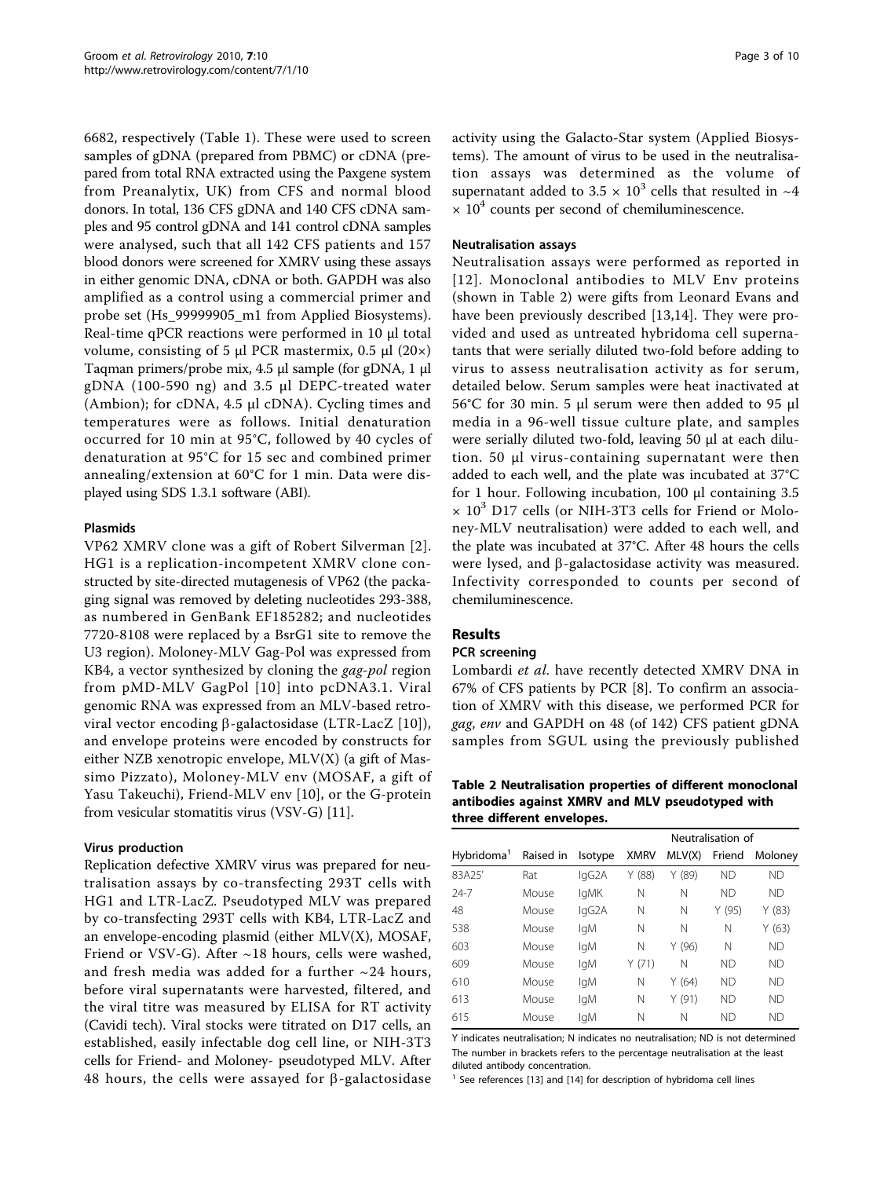6682, respectively (Table 1). These were used to screen samples of gDNA (prepared from PBMC) or cDNA (prepared from total RNA extracted using the Paxgene system from Preanalytix, UK) from CFS and normal blood donors. In total, 136 CFS gDNA and 140 CFS cDNA samples and 95 control gDNA and 141 control cDNA samples were analysed, such that all 142 CFS patients and 157 blood donors were screened for XMRV using these assays in either genomic DNA, cDNA or both. GAPDH was also amplified as a control using a commercial primer and probe set (Hs_99999905_m1 from Applied Biosystems). Real-time qPCR reactions were performed in 10 μl total volume, consisting of 5 μl PCR mastermix, 0.5 μl (20×) Taqman primers/probe mix, 4.5 μl sample (for gDNA, 1 μl gDNA (100-590 ng) and 3.5 μl DEPC-treated water (Ambion); for cDNA, 4.5 μl cDNA). Cycling times and temperatures were as follows. Initial denaturation occurred for 10 min at 95°C, followed by 40 cycles of denaturation at 95°C for 15 sec and combined primer annealing/extension at 60°C for 1 min. Data were displayed using SDS 1.3.1 software (ABI).

### Plasmids

VP62 XMRV clone was a gift of Robert Silverman [2]. HG1 is a replication-incompetent XMRV clone constructed by site-directed mutagenesis of VP62 (the packaging signal was removed by deleting nucleotides 293-388, as numbered in GenBank EF185282; and nucleotides 7720-8108 were replaced by a BsrG1 site to remove the U3 region). Moloney-MLV Gag-Pol was expressed from KB4, a vector synthesized by cloning the *gag-pol* region from pMD-MLV GagPol [10] into pcDNA3.1. Viral genomic RNA was expressed from an MLV-based retroviral vector encoding β-galactosidase (LTR-LacZ [10]), and envelope proteins were encoded by constructs for either NZB xenotropic envelope, MLV(X) (a gift of Massimo Pizzato), Moloney-MLV env (MOSAF, a gift of Yasu Takeuchi), Friend-MLV env [10], or the G-protein from vesicular stomatitis virus (VSV-G) [11].

### Virus production

Replication defective XMRV virus was prepared for neutralisation assays by co-transfecting 293T cells with HG1 and LTR-LacZ. Pseudotyped MLV was prepared by co-transfecting 293T cells with KB4, LTR-LacZ and an envelope-encoding plasmid (either MLV(X), MOSAF, Friend or VSV-G). After ~18 hours, cells were washed, and fresh media was added for a further ~24 hours, before viral supernatants were harvested, filtered, and the viral titre was measured by ELISA for RT activity (Cavidi tech). Viral stocks were titrated on D17 cells, an established, easily infectable dog cell line, or NIH-3T3 cells for Friend- and Moloney- pseudotyped MLV. After 48 hours, the cells were assayed for β-galactosidase activity using the Galacto-Star system (Applied Biosystems). The amount of virus to be used in the neutralisation assays was determined as the volume of supernatant added to $3.5 \times 10^3$ cells that resulted in ~$4 \times 10^4$ counts per second of chemiluminescence.

### Neutralisation assays

Neutralisation assays were performed as reported in [12]. Monoclonal antibodies to MLV Env proteins (shown in Table 2) were gifts from Leonard Evans and have been previously described [13,14]. They were provided and used as untreated hybridoma cell supernatants that were serially diluted two-fold before adding to virus to assess neutralisation activity as for serum, detailed below. Serum samples were heat inactivated at 56°C for 30 min. 5 μl serum were then added to 95 μl media in a 96-well tissue culture plate, and samples were serially diluted two-fold, leaving 50 μl at each dilution. 50 μl virus-containing supernatant were then added to each well, and the plate was incubated at 37°C for 1 hour. Following incubation, 100 μl containing $3.5 \times 10^3$ D17 cells (or NIH-3T3 cells for Friend or Moloney-MLV neutralisation) were added to each well, and the plate was incubated at 37°C. After 48 hours the cells were lysed, and β-galactosidase activity was measured. Infectivity corresponded to counts per second of chemiluminescence.

## Results

### PCR screening

Lombardi *et al*. have recently detected XMRV DNA in 67% of CFS patients by PCR [8]. To confirm an association of XMRV with this disease, we performed PCR for *gag*, *env* and GAPDH on 48 (of 142) CFS patient gDNA samples from SGUL using the previously published

**Table 2 Neutralisation properties of different monoclonal antibodies against XMRV and MLV pseudotyped with three different envelopes.**

| | | | Neutralisation of | | | |
|---|---|---|---|---|---|---|
| Hybridoma[1] | Raised in | Isotype | XMRV | MLV(X) | Friend | Moloney |
| 83A25' | Rat | IgG2A | Y (88) | Y (89) | ND | ND |
| 24-7 | Mouse | IgMK | N | N | ND | ND |
| 48 | Mouse | IgG2A | N | N | Y (95) | Y (83) |
| 538 | Mouse | IgM | N | N | N | Y (63) |
| 603 | Mouse | IgM | N | Y (96) | N | ND |
| 609 | Mouse | IgM | Y (71) | N | ND | ND |
| 610 | Mouse | IgM | N | Y (64) | ND | ND |
| 613 | Mouse | IgM | N | Y (91) | ND | ND |
| 615 | Mouse | IgM | N | N | ND | ND |

Y indicates neutralisation; N indicates no neutralisation; ND is not determined
The number in brackets refers to the percentage neutralisation at the least diluted antibody concentration.
[1] See references [13] and [14] for description of hybridoma cell lines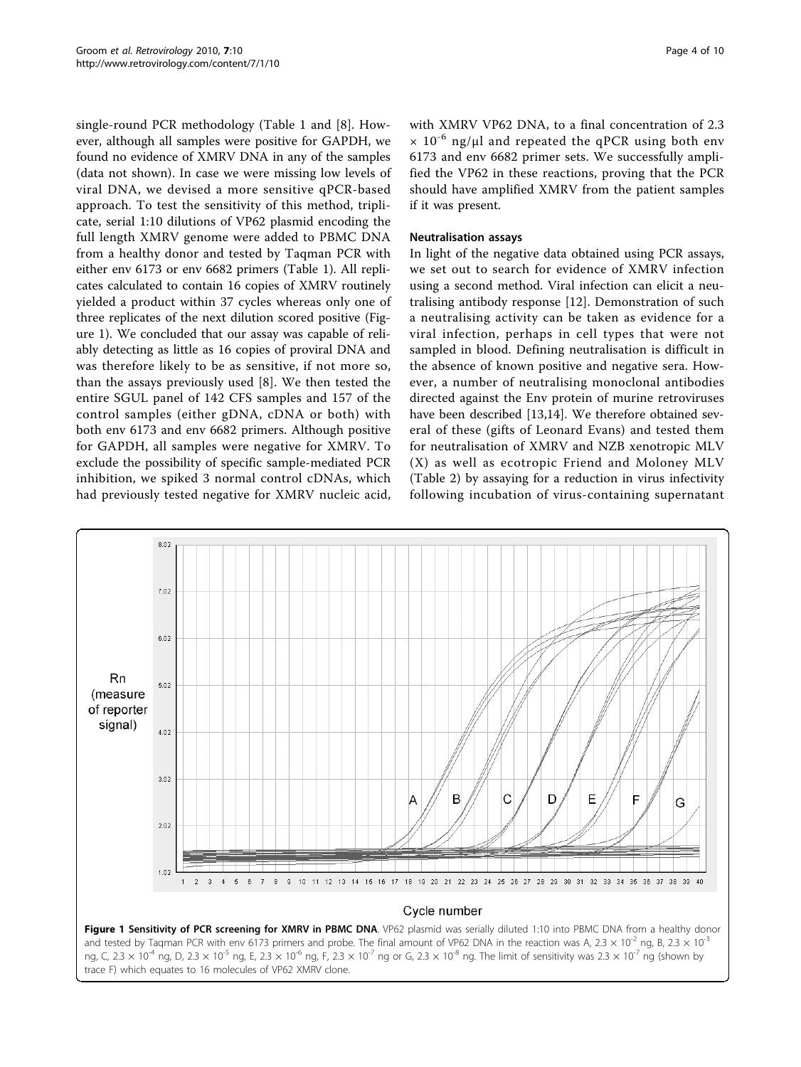single-round PCR methodology (Table 1 and [8]. However, although all samples were positive for GAPDH, we found no evidence of XMRV DNA in any of the samples (data not shown). In case we were missing low levels of viral DNA, we devised a more sensitive qPCR-based approach. To test the sensitivity of this method, triplicate, serial 1:10 dilutions of VP62 plasmid encoding the full length XMRV genome were added to PBMC DNA from a healthy donor and tested by Taqman PCR with either env 6173 or env 6682 primers (Table 1). All replicates calculated to contain 16 copies of XMRV routinely yielded a product within 37 cycles whereas only one of three replicates of the next dilution scored positive (Figure 1). We concluded that our assay was capable of reliably detecting as little as 16 copies of proviral DNA and was therefore likely to be as sensitive, if not more so, than the assays previously used [8]. We then tested the entire SGUL panel of 142 CFS samples and 157 of the control samples (either gDNA, cDNA or both) with both env 6173 and env 6682 primers. Although positive for GAPDH, all samples were negative for XMRV. To exclude the possibility of specific sample-mediated PCR inhibition, we spiked 3 normal control cDNAs, which had previously tested negative for XMRV nucleic acid, with XMRV VP62 DNA, to a final concentration of $2.3 \times 10^{-6}$ ng/μl and repeated the qPCR using both env 6173 and env 6682 primer sets. We successfully amplified the VP62 in these reactions, proving that the PCR should have amplified XMRV from the patient samples if it was present.

### Neutralisation assays

In light of the negative data obtained using PCR assays, we set out to search for evidence of XMRV infection using a second method. Viral infection can elicit a neutralising antibody response [12]. Demonstration of such a neutralising activity can be taken as evidence for a viral infection, perhaps in cell types that were not sampled in blood. Defining neutralisation is difficult in the absence of known positive and negative sera. However, a number of neutralising monoclonal antibodies directed against the Env protein of murine retroviruses have been described [13,14]. We therefore obtained several of these (gifts of Leonard Evans) and tested them for neutralisation of XMRV and NZB xenotropic MLV (X) as well as ecotropic Friend and Moloney MLV (Table 2) by assaying for a reduction in virus infectivity following incubation of virus-containing supernatant

**Figure 1 Sensitivity of PCR screening for XMRV in PBMC DNA**. VP62 plasmid was serially diluted 1:10 into PBMC DNA from a healthy donor and tested by Taqman PCR with env 6173 primers and probe. The final amount of VP62 DNA in the reaction was A, $2.3 \times 10^{-2}$ ng, B, $2.3 \times 10^{-3}$ ng, C, $2.3 \times 10^{-4}$ ng, D, $2.3 \times 10^{-5}$ ng, E, $2.3 \times 10^{-6}$ ng, F, $2.3 \times 10^{-7}$ ng or G, $2.3 \times 10^{-8}$ ng. The limit of sensitivity was $2.3 \times 10^{-7}$ ng (shown by trace F) which equates to 16 molecules of VP62 XMRV clone.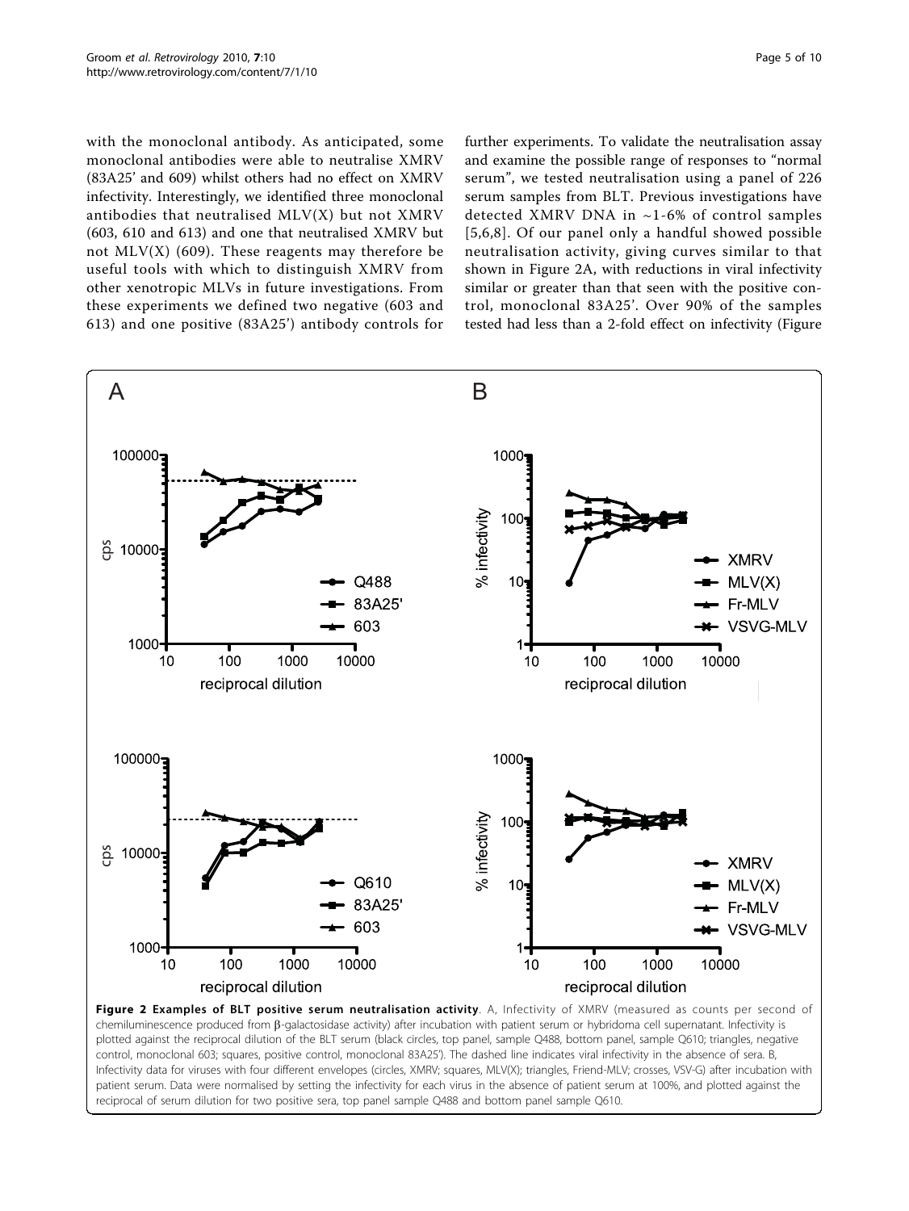with the monoclonal antibody. As anticipated, some monoclonal antibodies were able to neutralise XMRV (83A25' and 609) whilst others had no effect on XMRV infectivity. Interestingly, we identified three monoclonal antibodies that neutralised MLV(X) but not XMRV (603, 610 and 613) and one that neutralised XMRV but not MLV(X) (609). These reagents may therefore be useful tools with which to distinguish XMRV from other xenotropic MLVs in future investigations. From these experiments we defined two negative (603 and 613) and one positive (83A25') antibody controls for further experiments. To validate the neutralisation assay and examine the possible range of responses to "normal serum", we tested neutralisation using a panel of 226 serum samples from BLT. Previous investigations have detected XMRV DNA in ~1-6% of control samples [5,6,8]. Of our panel only a handful showed possible neutralisation activity, giving curves similar to that shown in Figure 2A, with reductions in viral infectivity similar or greater than that seen with the positive control, monoclonal 83A25'. Over 90% of the samples tested had less than a 2-fold effect on infectivity (Figure

**Figure 2 Examples of BLT positive serum neutralisation activity**. A, Infectivity of XMRV (measured as counts per second of chemiluminescence produced from β-galactosidase activity) after incubation with patient serum or hybridoma cell supernatant. Infectivity is plotted against the reciprocal dilution of the BLT serum (black circles, top panel, sample Q488, bottom panel, sample Q610; triangles, negative control, monoclonal 603; squares, positive control, monoclonal 83A25'). The dashed line indicates viral infectivity in the absence of sera. B, Infectivity data for viruses with four different envelopes (circles, XMRV; squares, MLV(X); triangles, Friend-MLV; crosses, VSV-G) after incubation with patient serum. Data were normalised by setting the infectivity for each virus in the absence of patient serum at 100%, and plotted against the reciprocal of serum dilution for two positive sera, top panel sample Q488 and bottom panel sample Q610.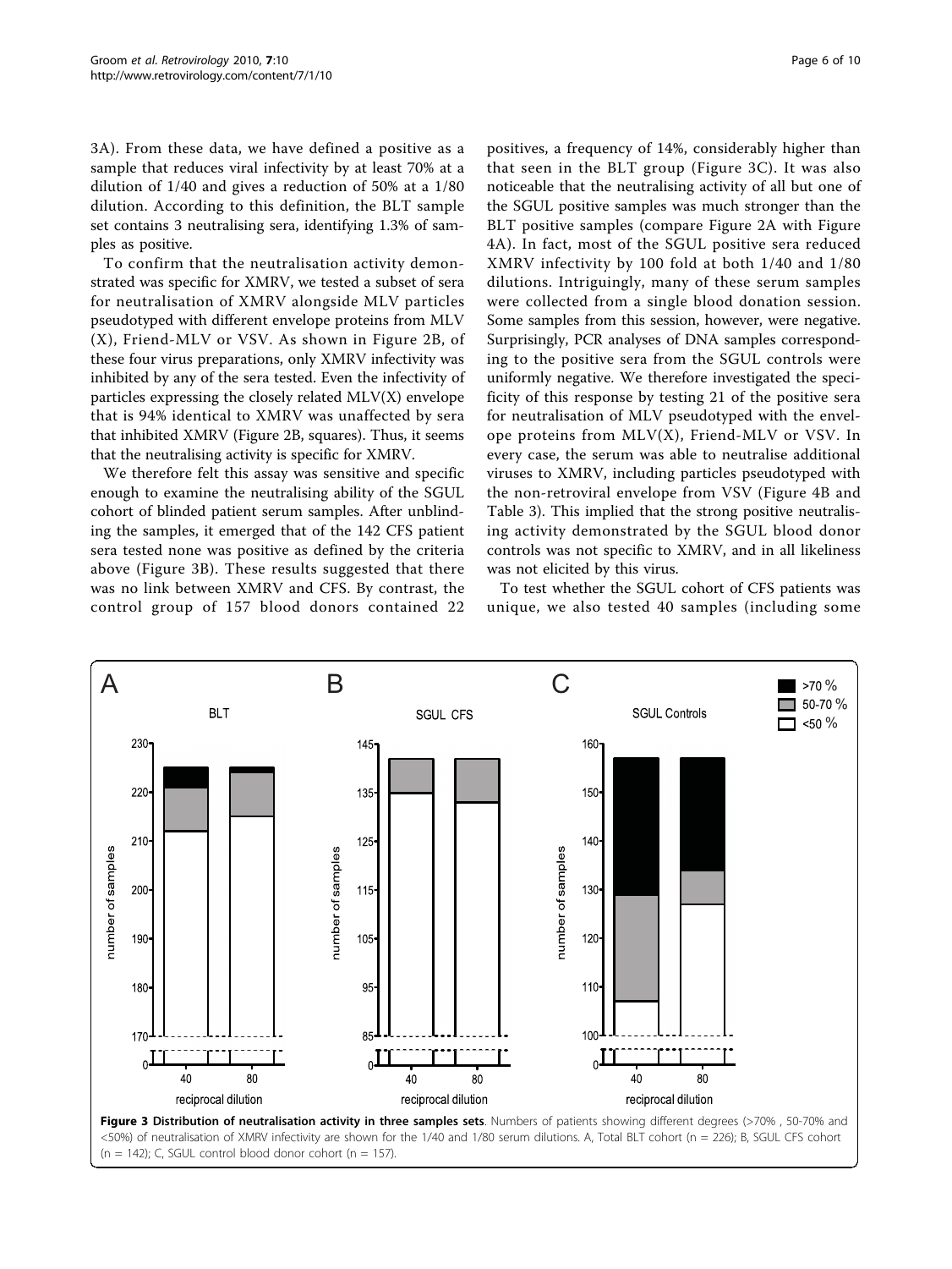3A). From these data, we have defined a positive as a sample that reduces viral infectivity by at least 70% at a dilution of 1/40 and gives a reduction of 50% at a 1/80 dilution. According to this definition, the BLT sample set contains 3 neutralising sera, identifying 1.3% of samples as positive.

To confirm that the neutralisation activity demonstrated was specific for XMRV, we tested a subset of sera for neutralisation of XMRV alongside MLV particles pseudotyped with different envelope proteins from MLV (X), Friend-MLV or VSV. As shown in Figure 2B, of these four virus preparations, only XMRV infectivity was inhibited by any of the sera tested. Even the infectivity of particles expressing the closely related MLV(X) envelope that is 94% identical to XMRV was unaffected by sera that inhibited XMRV (Figure 2B, squares). Thus, it seems that the neutralising activity is specific for XMRV.

We therefore felt this assay was sensitive and specific enough to examine the neutralising ability of the SGUL cohort of blinded patient serum samples. After unblinding the samples, it emerged that of the 142 CFS patient sera tested none was positive as defined by the criteria above (Figure 3B). These results suggested that there was no link between XMRV and CFS. By contrast, the control group of 157 blood donors contained 22 positives, a frequency of 14%, considerably higher than that seen in the BLT group (Figure 3C). It was also noticeable that the neutralising activity of all but one of the SGUL positive samples was much stronger than the BLT positive samples (compare Figure 2A with Figure 4A). In fact, most of the SGUL positive sera reduced XMRV infectivity by 100 fold at both 1/40 and 1/80 dilutions. Intriguingly, many of these serum samples were collected from a single blood donation session. Some samples from this session, however, were negative. Surprisingly, PCR analyses of DNA samples corresponding to the positive sera from the SGUL controls were uniformly negative. We therefore investigated the specificity of this response by testing 21 of the positive sera for neutralisation of MLV pseudotyped with the envelope proteins from MLV(X), Friend-MLV or VSV. In every case, the serum was able to neutralise additional viruses to XMRV, including particles pseudotyped with the non-retroviral envelope from VSV (Figure 4B and Table 3). This implied that the strong positive neutralising activity demonstrated by the SGUL blood donor controls was not specific to XMRV, and in all likeliness was not elicited by this virus.

To test whether the SGUL cohort of CFS patients was unique, we also tested 40 samples (including some

**Figure 3 Distribution of neutralisation activity in three samples sets**. Numbers of patients showing different degrees (>70% , 50-70% and <50%) of neutralisation of XMRV infectivity are shown for the 1/40 and 1/80 serum dilutions. A, Total BLT cohort (n = 226); B, SGUL CFS cohort (n = 142); C, SGUL control blood donor cohort (n = 157).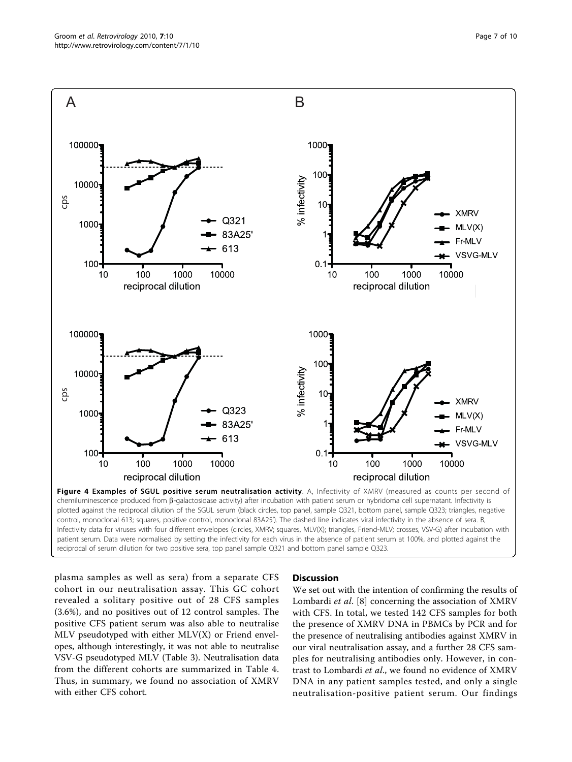**Figure 4 Examples of SGUL positive serum neutralisation activity**. A, Infectivity of XMRV (measured as counts per second of chemiluminescence produced from β-galactosidase activity) after incubation with patient serum or hybridoma cell supernatant. Infectivity is plotted against the reciprocal dilution of the SGUL serum (black circles, top panel, sample Q321, bottom panel, sample Q323; triangles, negative control, monoclonal 613; squares, positive control, monoclonal 83A25'). The dashed line indicates viral infectivity in the absence of sera. B, Infectivity data for viruses with four different envelopes (circles, XMRV; squares, MLV(X); triangles, Friend-MLV; crosses, VSV-G) after incubation with patient serum. Data were normalised by setting the infectivity for each virus in the absence of patient serum at 100%, and plotted against the reciprocal of serum dilution for two positive sera, top panel sample Q321 and bottom panel sample Q323.

plasma samples as well as sera) from a separate CFS cohort in our neutralisation assay. This GC cohort revealed a solitary positive out of 28 CFS samples (3.6%), and no positives out of 12 control samples. The positive CFS patient serum was also able to neutralise MLV pseudotyped with either MLV(X) or Friend envelopes, although interestingly, it was not able to neutralise VSV-G pseudotyped MLV (Table 3). Neutralisation data from the different cohorts are summarized in Table 4. Thus, in summary, we found no association of XMRV with either CFS cohort.

## Discussion

We set out with the intention of confirming the results of Lombardi *et al.* [8] concerning the association of XMRV with CFS. In total, we tested 142 CFS samples for both the presence of XMRV DNA in PBMCs by PCR and for the presence of neutralising antibodies against XMRV in our viral neutralisation assay, and a further 28 CFS samples for neutralising antibodies only. However, in contrast to Lombardi *et al.*, we found no evidence of XMRV DNA in any patient samples tested, and only a single neutralisation-positive patient serum. Our findings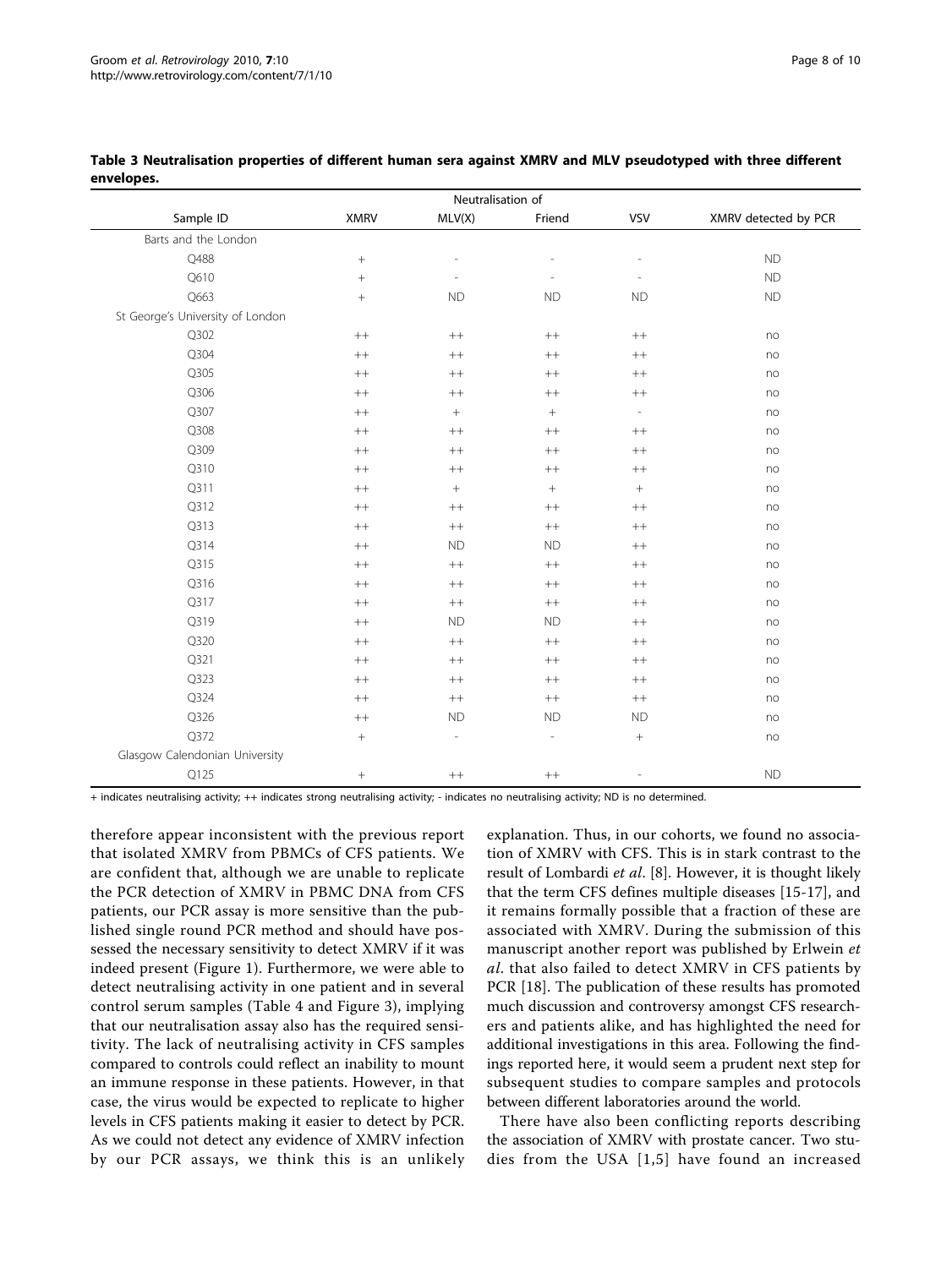**Table 3 Neutralisation properties of different human sera against XMRV and MLV pseudotyped with three different envelopes.**

| | Neutralisation of | | | | |
|---|---|---|---|---|---|
| Sample ID | XMRV | MLV(X) | Friend | VSV | XMRV detected by PCR |
| Barts and the London | | | | | |
| Q488 | + | - | - | - | ND |
| Q610 | + | - | - | - | ND |
| Q663 | + | ND | ND | ND | ND |
| St George's University of London | | | | | |
| Q302 | ++ | ++ | ++ | ++ | no |
| Q304 | ++ | ++ | ++ | ++ | no |
| Q305 | ++ | ++ | ++ | ++ | no |
| Q306 | ++ | ++ | ++ | ++ | no |
| Q307 | ++ | + | + | - | no |
| Q308 | ++ | ++ | ++ | ++ | no |
| Q309 | ++ | ++ | ++ | ++ | no |
| Q310 | ++ | ++ | ++ | ++ | no |
| Q311 | ++ | + | + | + | no |
| Q312 | ++ | ++ | ++ | ++ | no |
| Q313 | ++ | ++ | ++ | ++ | no |
| Q314 | ++ | ND | ND | ++ | no |
| Q315 | ++ | ++ | ++ | ++ | no |
| Q316 | ++ | ++ | ++ | ++ | no |
| Q317 | ++ | ++ | ++ | ++ | no |
| Q319 | ++ | ND | ND | ++ | no |
| Q320 | ++ | ++ | ++ | ++ | no |
| Q321 | ++ | ++ | ++ | ++ | no |
| Q323 | ++ | ++ | ++ | ++ | no |
| Q324 | ++ | ++ | ++ | ++ | no |
| Q326 | ++ | ND | ND | ND | no |
| Q372 | + | - | - | + | no |
| Glasgow Calendonian University | | | | | |
| Q125 | + | ++ | ++ | - | ND |

+ indicates neutralising activity; ++ indicates strong neutralising activity; - indicates no neutralising activity; ND is no determined.

therefore appear inconsistent with the previous report that isolated XMRV from PBMCs of CFS patients. We are confident that, although we are unable to replicate the PCR detection of XMRV in PBMC DNA from CFS patients, our PCR assay is more sensitive than the published single round PCR method and should have possessed the necessary sensitivity to detect XMRV if it was indeed present (Figure 1). Furthermore, we were able to detect neutralising activity in one patient and in several control serum samples (Table 4 and Figure 3), implying that our neutralisation assay also has the required sensitivity. The lack of neutralising activity in CFS samples compared to controls could reflect an inability to mount an immune response in these patients. However, in that case, the virus would be expected to replicate to higher levels in CFS patients making it easier to detect by PCR. As we could not detect any evidence of XMRV infection by our PCR assays, we think this is an unlikely explanation. Thus, in our cohorts, we found no association of XMRV with CFS. This is in stark contrast to the result of Lombardi *et al*. [8]. However, it is thought likely that the term CFS defines multiple diseases [15-17], and it remains formally possible that a fraction of these are associated with XMRV. During the submission of this manuscript another report was published by Erlwein *et al*. that also failed to detect XMRV in CFS patients by PCR [18]. The publication of these results has promoted much discussion and controversy amongst CFS researchers and patients alike, and has highlighted the need for additional investigations in this area. Following the findings reported here, it would seem a prudent next step for subsequent studies to compare samples and protocols between different laboratories around the world.

There have also been conflicting reports describing the association of XMRV with prostate cancer. Two studies from the USA [1,5] have found an increased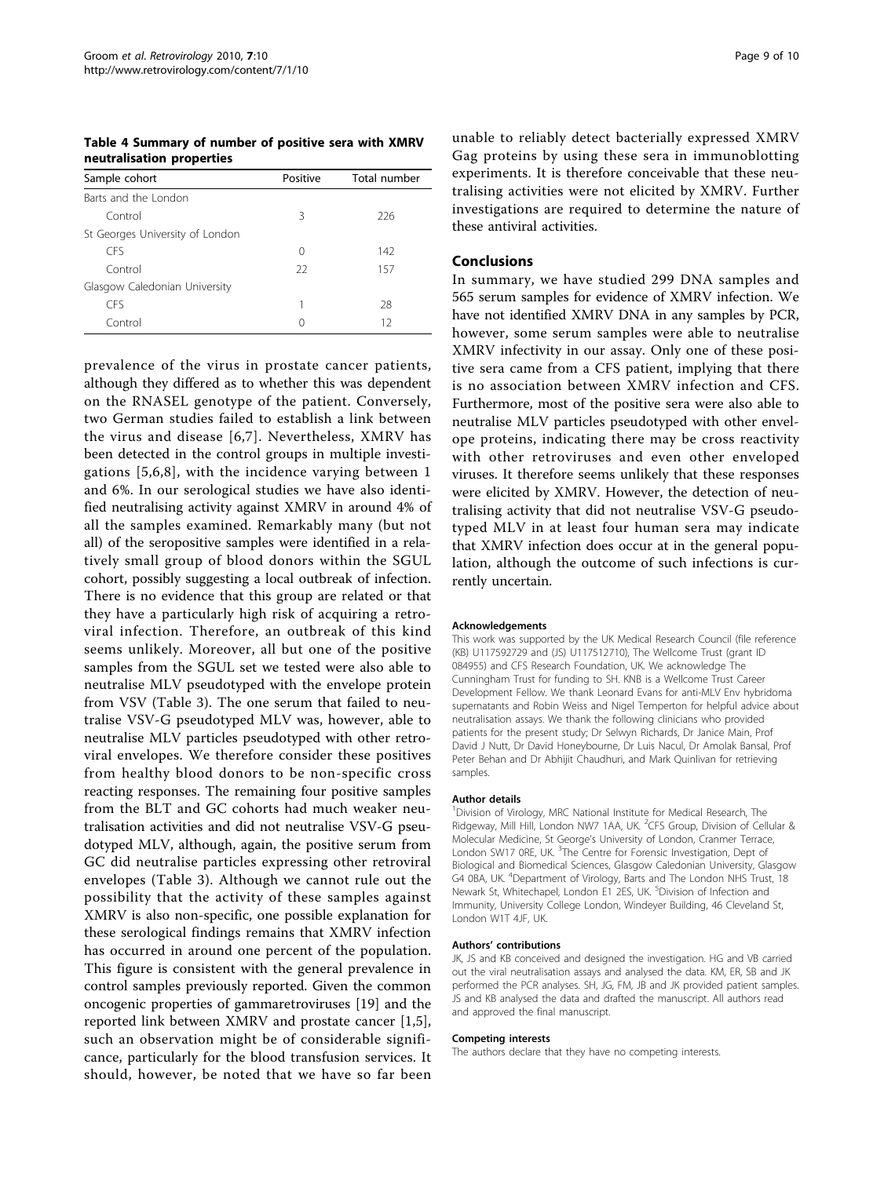**Table 4 Summary of number of positive sera with XMRV neutralisation properties**

| Sample cohort | Positive | Total number |
|---|---|---|
| Barts and the London | | |
| Control | 3 | 226 |
| St Georges University of London | | |
| CFS | 0 | 142 |
| Control | 22 | 157 |
| Glasgow Caledonian University | | |
| CFS | 1 | 28 |
| Control | 0 | 12 |

prevalence of the virus in prostate cancer patients, although they differed as to whether this was dependent on the RNASEL genotype of the patient. Conversely, two German studies failed to establish a link between the virus and disease [6,7]. Nevertheless, XMRV has been detected in the control groups in multiple investigations [5,6,8], with the incidence varying between 1 and 6%. In our serological studies we have also identified neutralising activity against XMRV in around 4% of all the samples examined. Remarkably many (but not all) of the seropositive samples were identified in a relatively small group of blood donors within the SGUL cohort, possibly suggesting a local outbreak of infection. There is no evidence that this group are related or that they have a particularly high risk of acquiring a retroviral infection. Therefore, an outbreak of this kind seems unlikely. Moreover, all but one of the positive samples from the SGUL set we tested were also able to neutralise MLV pseudotyped with the envelope protein from VSV (Table 3). The one serum that failed to neutralise VSV-G pseudotyped MLV was, however, able to neutralise MLV particles pseudotyped with other retroviral envelopes. We therefore consider these positives from healthy blood donors to be non-specific cross reacting responses. The remaining four positive samples from the BLT and GC cohorts had much weaker neutralisation activities and did not neutralise VSV-G pseudotyped MLV, although, again, the positive serum from GC did neutralise particles expressing other retroviral envelopes (Table 3). Although we cannot rule out the possibility that the activity of these samples against XMRV is also non-specific, one possible explanation for these serological findings remains that XMRV infection has occurred in around one percent of the population. This figure is consistent with the general prevalence in control samples previously reported. Given the common oncogenic properties of gammaretroviruses [19] and the reported link between XMRV and prostate cancer [1,5], such an observation might be of considerable significance, particularly for the blood transfusion services. It should, however, be noted that we have so far been unable to reliably detect bacterially expressed XMRV Gag proteins by using these sera in immunoblotting experiments. It is therefore conceivable that these neutralising activities were not elicited by XMRV. Further investigations are required to determine the nature of these antiviral activities.

## Conclusions

In summary, we have studied 299 DNA samples and 565 serum samples for evidence of XMRV infection. We have not identified XMRV DNA in any samples by PCR, however, some serum samples were able to neutralise XMRV infectivity in our assay. Only one of these positive sera came from a CFS patient, implying that there is no association between XMRV infection and CFS. Furthermore, most of the positive sera were also able to neutralise MLV particles pseudotyped with other envelope proteins, indicating there may be cross reactivity with other retroviruses and even other enveloped viruses. It therefore seems unlikely that these responses were elicited by XMRV. However, the detection of neutralising activity that did not neutralise VSV-G pseudotyped MLV in at least four human sera may indicate that XMRV infection does occur at in the general population, although the outcome of such infections is currently uncertain.

#### Acknowledgements

This work was supported by the UK Medical Research Council (file reference (KB) U117592729 and (JS) U117512710), The Wellcome Trust (grant ID 084955) and CFS Research Foundation, UK. We acknowledge The Cunningham Trust for funding to SH. KNB is a Wellcome Trust Career Development Fellow. We thank Leonard Evans for anti-MLV Env hybridoma supernatants and Robin Weiss and Nigel Temperton for helpful advice about neutralisation assays. We thank the following clinicians who provided patients for the present study; Dr Selwyn Richards, Dr Janice Main, Prof David J Nutt, Dr David Honeybourne, Dr Luis Nacul, Dr Amolak Bansal, Prof Peter Behan and Dr Abhijit Chaudhuri, and Mark Quinlivan for retrieving samples.

#### Author details

[1]Division of Virology, MRC National Institute for Medical Research, The Ridgeway, Mill Hill, London NW7 1AA, UK. [2]CFS Group, Division of Cellular & Molecular Medicine, St George's University of London, Cranmer Terrace, London SW17 0RE, UK. [3]The Centre for Forensic Investigation, Dept of Biological and Biomedical Sciences, Glasgow Caledonian University, Glasgow G4 0BA, UK. [4]Department of Virology, Barts and The London NHS Trust, 18 Newark St, Whitechapel, London E1 2ES, UK. [5]Division of Infection and Immunity, University College London, Windeyer Building, 46 Cleveland St, London W1T 4JF, UK.

#### Authors' contributions

JK, JS and KB conceived and designed the investigation. HG and VB carried out the viral neutralisation assays and analysed the data. KM, ER, SB and JK performed the PCR analyses. SH, JG, FM, JB and JK provided patient samples. JS and KB analysed the data and drafted the manuscript. All authors read and approved the final manuscript.

#### Competing interests

The authors declare that they have no competing interests.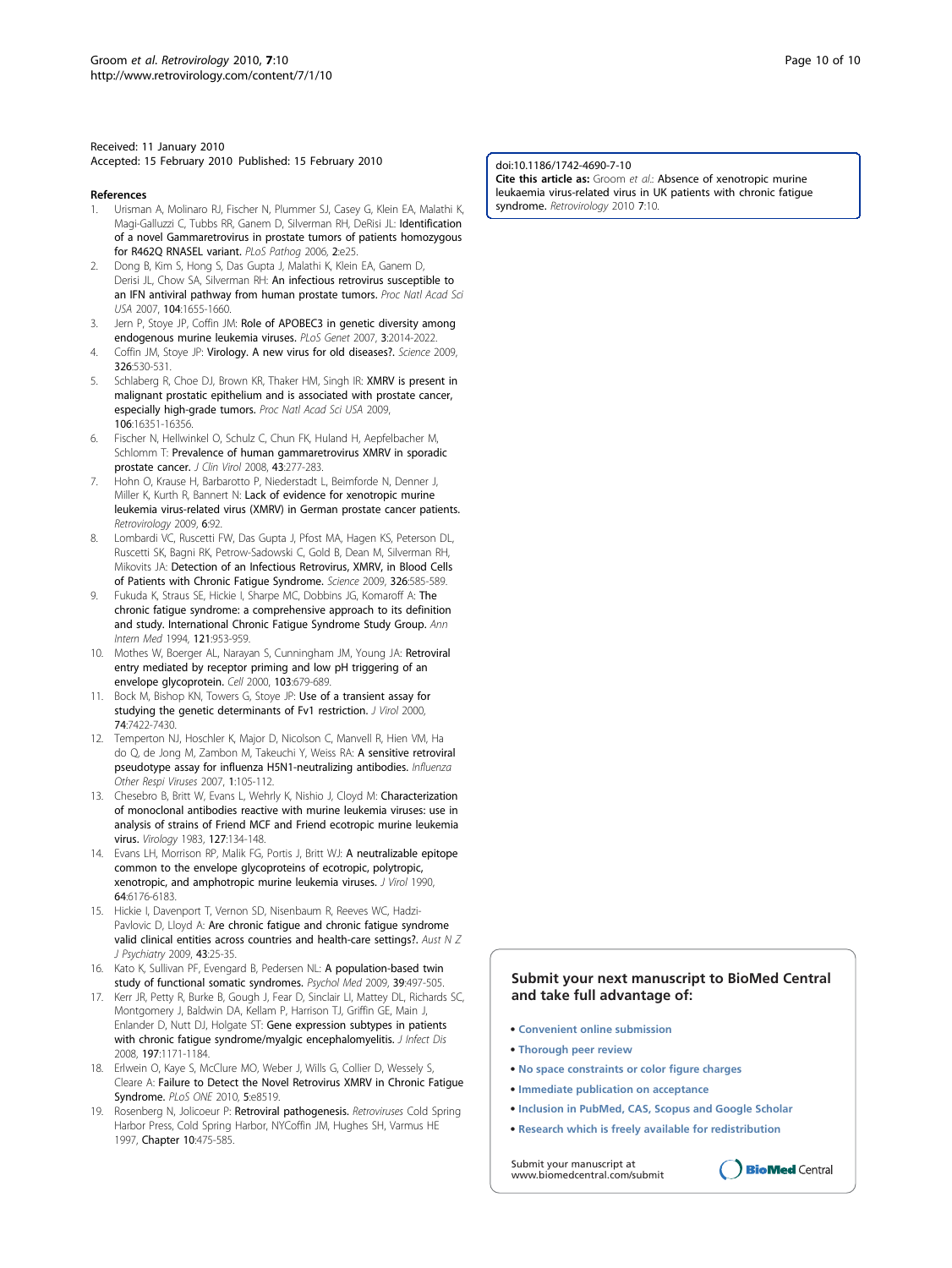Received: 11 January 2010
Accepted: 15 February 2010 Published: 15 February 2010

## References

1. Urisman A, Molinaro RJ, Fischer N, Plummer SJ, Casey G, Klein EA, Malathi K, Magi-Galluzzi C, Tubbs RR, Ganem D, Silverman RH, DeRisi JL: **Identification of a novel Gammaretrovirus in prostate tumors of patients homozygous for R462Q RNASEL variant.** *PLoS Pathog* 2006, **2**:e25.
2. Dong B, Kim S, Hong S, Das Gupta J, Malathi K, Klein EA, Ganem D, Derisi JL, Chow SA, Silverman RH: **An infectious retrovirus susceptible to an IFN antiviral pathway from human prostate tumors.** *Proc Natl Acad Sci USA* 2007, **104**:1655-1660.
3. Jern P, Stoye JP, Coffin JM: **Role of APOBEC3 in genetic diversity among endogenous murine leukemia viruses.** *PLoS Genet* 2007, **3**:2014-2022.
4. Coffin JM, Stoye JP: **Virology. A new virus for old diseases?.** *Science* 2009, **326**:530-531.
5. Schlaberg R, Choe DJ, Brown KR, Thaker HM, Singh IR: **XMRV is present in malignant prostatic epithelium and is associated with prostate cancer, especially high-grade tumors.** *Proc Natl Acad Sci USA* 2009, **106**:16351-16356.
6. Fischer N, Hellwinkel O, Schulz C, Chun FK, Huland H, Aepfelbacher M, Schlomm T: **Prevalence of human gammaretrovirus XMRV in sporadic prostate cancer.** *J Clin Virol* 2008, **43**:277-283.
7. Hohn O, Krause H, Barbarotto P, Niederstadt L, Beimforde N, Denner J, Miller K, Kurth R, Bannert N: **Lack of evidence for xenotropic murine leukemia virus-related virus (XMRV) in German prostate cancer patients.** *Retrovirology* 2009, **6**:92.
8. Lombardi VC, Ruscetti FW, Das Gupta J, Pfost MA, Hagen KS, Peterson DL, Ruscetti SK, Bagni RK, Petrow-Sadowski C, Gold B, Dean M, Silverman RH, Mikovits JA: **Detection of an Infectious Retrovirus, XMRV, in Blood Cells of Patients with Chronic Fatigue Syndrome.** *Science* 2009, **326**:585-589.
9. Fukuda K, Straus SE, Hickie I, Sharpe MC, Dobbins JG, Komaroff A: **The chronic fatigue syndrome: a comprehensive approach to its definition and study. International Chronic Fatigue Syndrome Study Group.** *Ann Intern Med* 1994, **121**:953-959.
10. Mothes W, Boerger AL, Narayan S, Cunningham JM, Young JA: **Retroviral entry mediated by receptor priming and low pH triggering of an envelope glycoprotein.** *Cell* 2000, **103**:679-689.
11. Bock M, Bishop KN, Towers G, Stoye JP: **Use of a transient assay for studying the genetic determinants of Fv1 restriction.** *J Virol* 2000, **74**:7422-7430.
12. Temperton NJ, Hoschler K, Major D, Nicolson C, Manvell R, Hien VM, Ha do Q, de Jong M, Zambon M, Takeuchi Y, Weiss RA: **A sensitive retroviral pseudotype assay for influenza H5N1-neutralizing antibodies.** *Influenza Other Respi Viruses* 2007, **1**:105-112.
13. Chesebro B, Britt W, Evans L, Wehrly K, Nishio J, Cloyd M: **Characterization of monoclonal antibodies reactive with murine leukemia viruses: use in analysis of strains of Friend MCF and Friend ecotropic murine leukemia virus.** *Virology* 1983, **127**:134-148.
14. Evans LH, Morrison RP, Malik FG, Portis J, Britt WJ: **A neutralizable epitope common to the envelope glycoproteins of ecotropic, polytropic, xenotropic, and amphotropic murine leukemia viruses.** *J Virol* 1990, **64**:6176-6183.
15. Hickie I, Davenport T, Vernon SD, Nisenbaum R, Reeves WC, Hadzi-Pavlovic D, Lloyd A: **Are chronic fatigue and chronic fatigue syndrome valid clinical entities across countries and health-care settings?.** *Aust N Z J Psychiatry* 2009, **43**:25-35.
16. Kato K, Sullivan PF, Evengard B, Pedersen NL: **A population-based twin study of functional somatic syndromes.** *Psychol Med* 2009, **39**:497-505.
17. Kerr JR, Petty R, Burke B, Gough J, Fear D, Sinclair LI, Mattey DL, Richards SC, Montgomery J, Baldwin DA, Kellam P, Harrison TJ, Griffin GE, Main J, Enlander D, Nutt DJ, Holgate ST: **Gene expression subtypes in patients with chronic fatigue syndrome/myalgic encephalomyelitis.** *J Infect Dis* 2008, **197**:1171-1184.
18. Erlwein O, Kaye S, McClure MO, Weber J, Wills G, Collier D, Wessely S, Cleare A: **Failure to Detect the Novel Retrovirus XMRV in Chronic Fatigue Syndrome.** *PLoS ONE* 2010, **5**:e8519.
19. Rosenberg N, Jolicoeur P: **Retroviral pathogenesis.** *Retroviruses* Cold Spring Harbor Press, Cold Spring Harbor, NYCoffin JM, Hughes SH, Varmus HE 1997, **Chapter 10**:475-585.

doi:10.1186/1742-4690-7-10
**Cite this article as:** Groom *et al.*: Absence of xenotropic murine leukaemia virus-related virus in UK patients with chronic fatigue syndrome. *Retrovirology* 2010 **7**:10.

**Submit your next manuscript to BioMed Central and take full advantage of:**

- Convenient online submission
- Thorough peer review
- No space constraints or color figure charges
- Immediate publication on acceptance
- Inclusion in PubMed, CAS, Scopus and Google Scholar
- Research which is freely available for redistribution

Submit your manuscript at www.biomedcentral.com/submit

BioMed Central